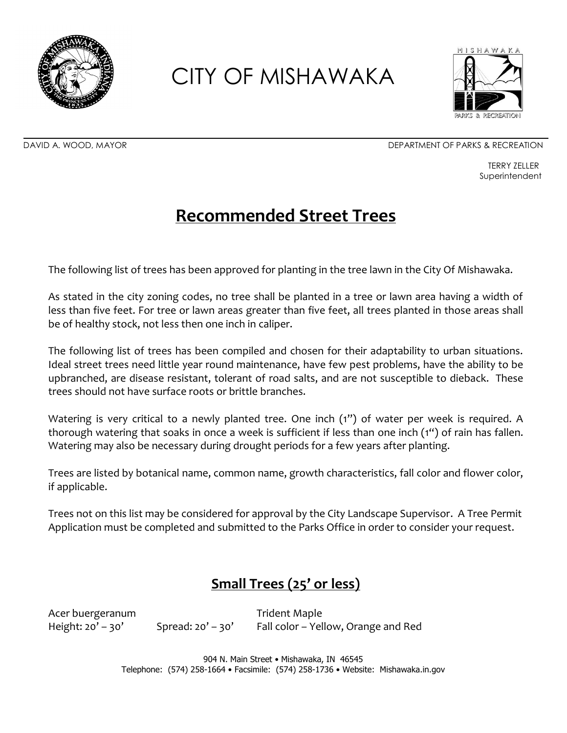# CITY OF MISHAWAKA

DAVID A. WOOD, MAYOR

DEPARTMENT OF PARKS & RECREATION

TERRY ZELLER
Superintendent

## Recommended Street Trees

The following list of trees has been approved for planting in the tree lawn in the City Of Mishawaka.

As stated in the city zoning codes, no tree shall be planted in a tree or lawn area having a width of less than five feet. For tree or lawn areas greater than five feet, all trees planted in those areas shall be of healthy stock, not less then one inch in caliper.

The following list of trees has been compiled and chosen for their adaptability to urban situations. Ideal street trees need little year round maintenance, have few pest problems, have the ability to be upbranched, are disease resistant, tolerant of road salts, and are not susceptible to dieback. These trees should not have surface roots or brittle branches.

Watering is very critical to a newly planted tree. One inch (1") of water per week is required. A thorough watering that soaks in once a week is sufficient if less than one inch (1") of rain has fallen. Watering may also be necessary during drought periods for a few years after planting.

Trees are listed by botanical name, common name, growth characteristics, fall color and flower color, if applicable.

Trees not on this list may be considered for approval by the City Landscape Supervisor. A Tree Permit Application must be completed and submitted to the Parks Office in order to consider your request.

### Small Trees (25' or less)

Acer buergeranum — Trident Maple
Height: 20' – 30' Spread: 20' – 30' Fall color – Yellow, Orange and Red

904 N. Main Street • Mishawaka, IN 46545
Telephone: (574) 258-1664 • Facsimile: (574) 258-1736 • Website: Mishawaka.in.gov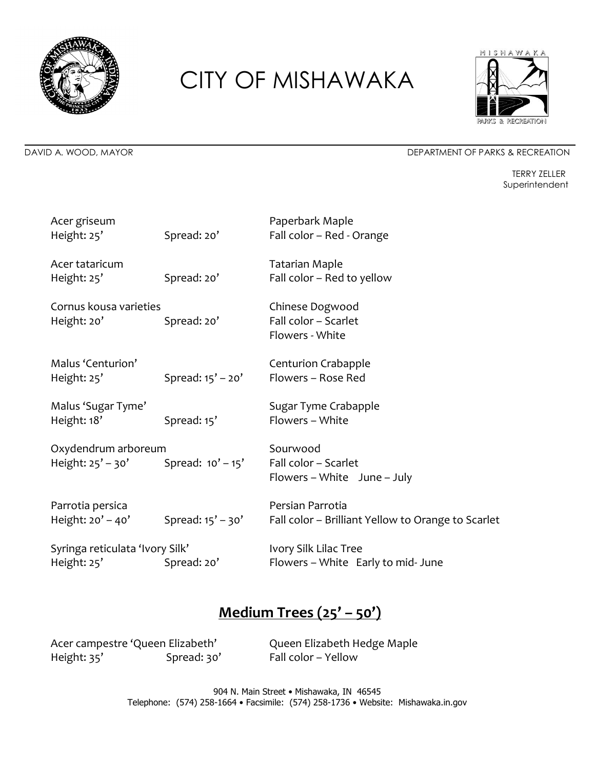Acer griseum
Height: 25’ Spread: 20’
Paperbark Maple
Fall color – Red - Orange

Acer tataricum
Height: 25’ Spread: 20’
Tatarian Maple
Fall color – Red to yellow

Cornus kousa varieties
Height: 20’ Spread: 20’
Chinese Dogwood
Fall color – Scarlet
Flowers - White

Malus ‘Centurion’
Height: 25’ Spread: 15’ – 20’
Centurion Crabapple
Flowers – Rose Red

Malus ‘Sugar Tyme’
Height: 18’ Spread: 15’
Sugar Tyme Crabapple
Flowers – White

Oxydendrum arboreum
Height: 25’ – 30’ Spread: 10’ – 15’
Sourwood
Fall color – Scarlet
Flowers – White June – July

Parrotia persica
Height: 20’ – 40’ Spread: 15’ – 30’
Persian Parrotia
Fall color – Brilliant Yellow to Orange to Scarlet

Syringa reticulata ‘Ivory Silk’
Height: 25’ Spread: 20’
Ivory Silk Lilac Tree
Flowers – White Early to mid- June

## **Medium Trees (25’ – 50’)**

Acer campestre ‘Queen Elizabeth’
Height: 35’ Spread: 30’
Queen Elizabeth Hedge Maple
Fall color – Yellow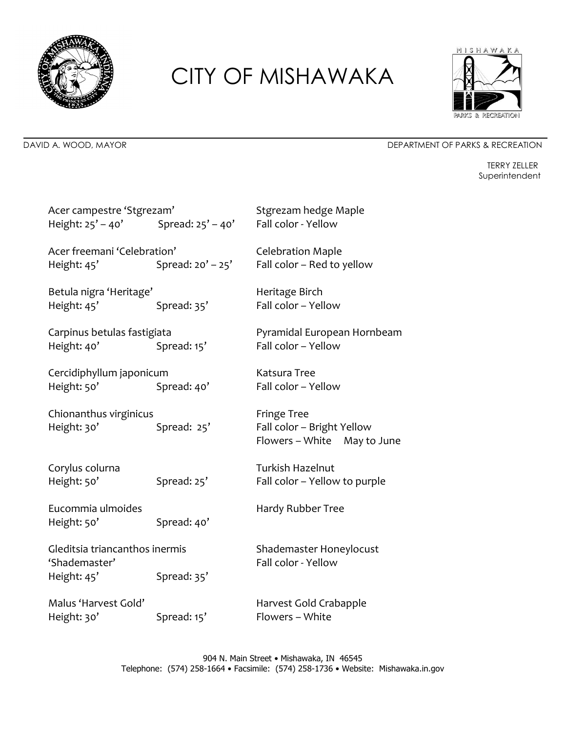# CITY OF MISHAWAKA

DAVID A. WOOD, MAYOR

DEPARTMENT OF PARKS & RECREATION

TERRY ZELLER
Superintendent

Acer campestre 'Stgrezam' — Stgrezam hedge Maple
Height: 25' – 40' Spread: 25' – 40' — Fall color - Yellow

Acer freemani 'Celebration' — Celebration Maple
Height: 45' Spread: 20' – 25' — Fall color – Red to yellow

Betula nigra 'Heritage' — Heritage Birch
Height: 45' Spread: 35' — Fall color – Yellow

Carpinus betulas fastigiata — Pyramidal European Hornbeam
Height: 40' Spread: 15' — Fall color – Yellow

Cercidiphyllum japonicum — Katsura Tree
Height: 50' Spread: 40' — Fall color – Yellow

Chionanthus virginicus — Fringe Tree
Height: 30' Spread: 25' — Fall color – Bright Yellow
Flowers – White May to June

Corylus colurna — Turkish Hazelnut
Height: 50' Spread: 25' — Fall color – Yellow to purple

Eucommia ulmoides — Hardy Rubber Tree
Height: 50' Spread: 40'

Gleditsia triancanthos inermis 'Shademaster' — Shademaster Honeylocust
Height: 45' Spread: 35' — Fall color - Yellow

Malus 'Harvest Gold' — Harvest Gold Crabapple
Height: 30' Spread: 15' — Flowers – White

904 N. Main Street • Mishawaka, IN 46545
Telephone: (574) 258-1664 • Facsimile: (574) 258-1736 • Website: Mishawaka.in.gov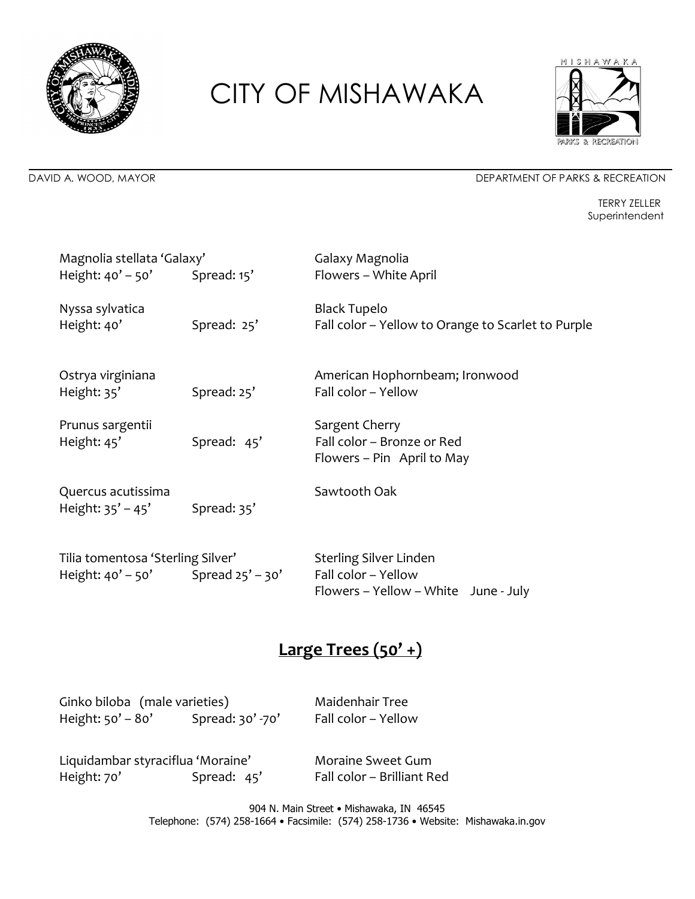# CITY OF MISHAWAKA

DAVID A. WOOD, MAYOR

DEPARTMENT OF PARKS & RECREATION

TERRY ZELLER
Superintendent

Magnolia stellata 'Galaxy'
Height: 40' – 50'    Spread: 15'
Galaxy Magnolia
Flowers – White April

Nyssa sylvatica
Height: 40'    Spread: 25'
Black Tupelo
Fall color – Yellow to Orange to Scarlet to Purple

Ostrya virginiana
Height: 35'    Spread: 25'
American Hophornbeam; Ironwood
Fall color – Yellow

Prunus sargentii
Height: 45'    Spread: 45'
Sargent Cherry
Fall color – Bronze or Red
Flowers – Pin April to May

Quercus acutissima
Height: 35' – 45'    Spread: 35'
Sawtooth Oak

Tilia tomentosa 'Sterling Silver'
Height: 40' – 50'    Spread 25' – 30'
Sterling Silver Linden
Fall color – Yellow
Flowers – Yellow – White June - July

## Large Trees (50' +)

Ginko biloba (male varieties)
Height: 50' – 80'    Spread: 30' -70'
Maidenhair Tree
Fall color – Yellow

Liquidambar styraciflua 'Moraine'
Height: 70'    Spread: 45'
Moraine Sweet Gum
Fall color – Brilliant Red

904 N. Main Street • Mishawaka, IN 46545
Telephone: (574) 258-1664 • Facsimile: (574) 258-1736 • Website: Mishawaka.in.gov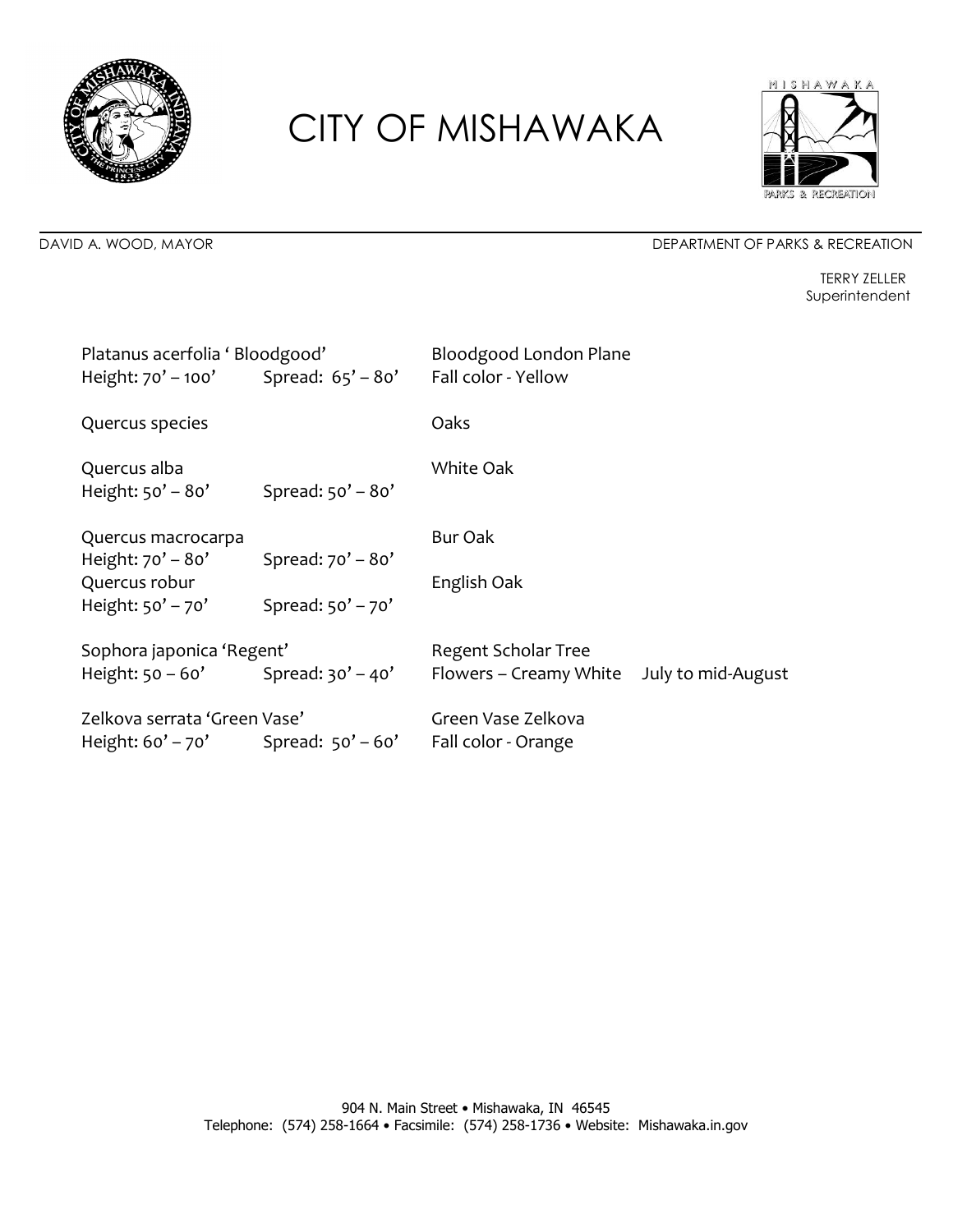# CITY OF MISHAWAKA

DAVID A. WOOD, MAYOR

DEPARTMENT OF PARKS & RECREATION

TERRY ZELLER
Superintendent

Platanus acerfolia ' Bloodgood' — Bloodgood London Plane
Height: 70' – 100' Spread: 65' – 80' — Fall color - Yellow

Quercus species — Oaks

Quercus alba — White Oak
Height: 50' – 80' Spread: 50' – 80'

Quercus macrocarpa — Bur Oak
Height: 70' – 80' Spread: 70' – 80'

Quercus robur — English Oak
Height: 50' – 70' Spread: 50' – 70'

Sophora japonica 'Regent' — Regent Scholar Tree
Height: 50 – 60' Spread: 30' – 40' — Flowers – Creamy White July to mid-August

Zelkova serrata 'Green Vase' — Green Vase Zelkova
Height: 60' – 70' Spread: 50' – 60' — Fall color - Orange

904 N. Main Street • Mishawaka, IN 46545
Telephone: (574) 258-1664 • Facsimile: (574) 258-1736 • Website: Mishawaka.in.gov